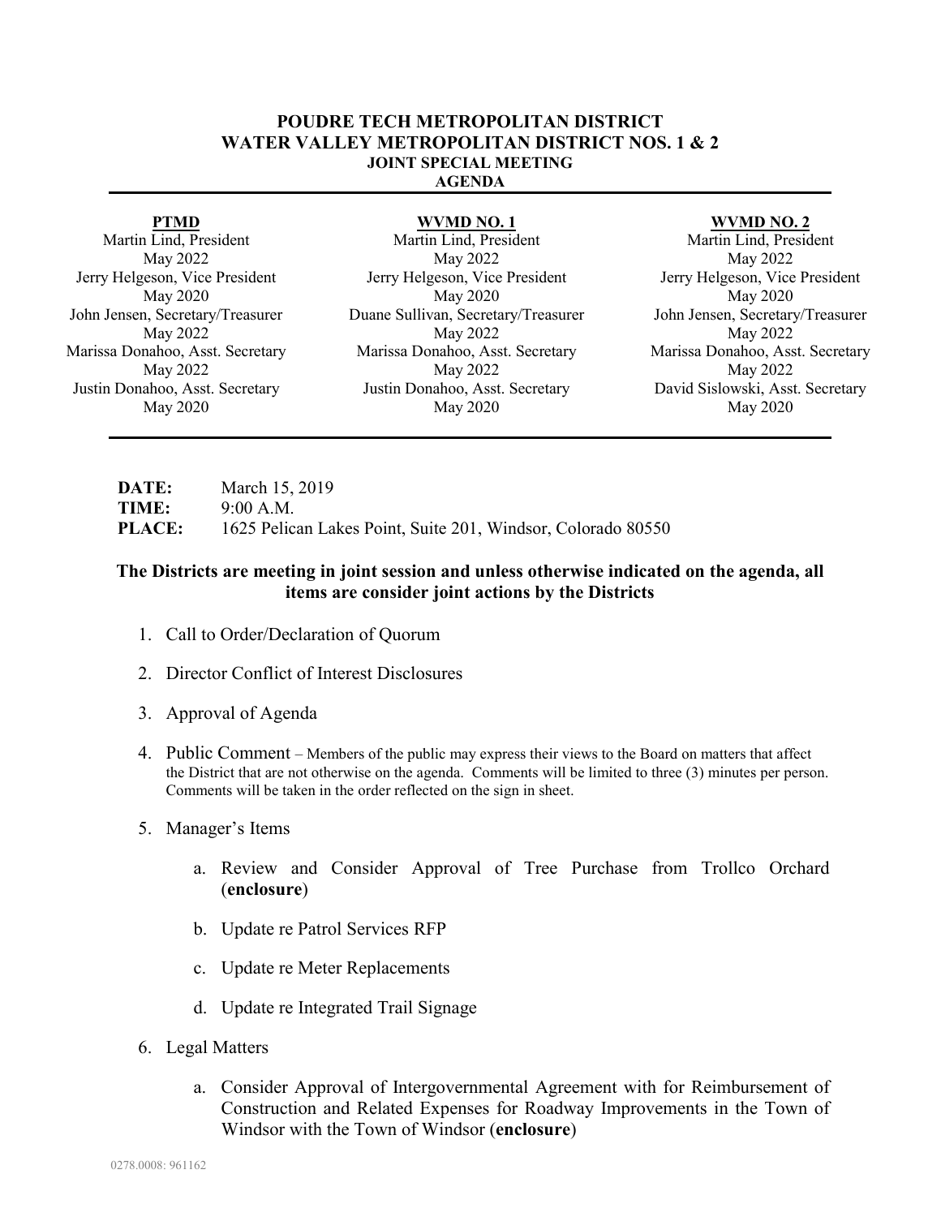# POUDRE TECH METROPOLITAN DISTRICT
# WATER VALLEY METROPOLITAN DISTRICT NOS. 1 & 2
## JOINT SPECIAL MEETING
## AGENDA

| PTMD | WVMD NO. 1 | WVMD NO. 2 |
|---|---|---|
| Martin Lind, President<br>May 2022 | Martin Lind, President<br>May 2022 | Martin Lind, President<br>May 2022 |
| Jerry Helgeson, Vice President<br>May 2020 | Jerry Helgeson, Vice President<br>May 2020 | Jerry Helgeson, Vice President<br>May 2020 |
| John Jensen, Secretary/Treasurer<br>May 2022 | Duane Sullivan, Secretary/Treasurer<br>May 2022 | John Jensen, Secretary/Treasurer<br>May 2022 |
| Marissa Donahoo, Asst. Secretary<br>May 2022 | Marissa Donahoo, Asst. Secretary<br>May 2022 | Marissa Donahoo, Asst. Secretary<br>May 2022 |
| Justin Donahoo, Asst. Secretary<br>May 2020 | Justin Donahoo, Asst. Secretary<br>May 2020 | David Sislowski, Asst. Secretary<br>May 2020 |

**DATE:** March 15, 2019
**TIME:** 9:00 A.M.
**PLACE:** 1625 Pelican Lakes Point, Suite 201, Windsor, Colorado 80550

**The Districts are meeting in joint session and unless otherwise indicated on the agenda, all items are consider joint actions by the Districts**

1. Call to Order/Declaration of Quorum

2. Director Conflict of Interest Disclosures

3. Approval of Agenda

4. Public Comment – Members of the public may express their views to the Board on matters that affect the District that are not otherwise on the agenda. Comments will be limited to three (3) minutes per person. Comments will be taken in the order reflected on the sign in sheet.

5. Manager's Items

   a. Review and Consider Approval of Tree Purchase from Trollco Orchard (**enclosure**)

   b. Update re Patrol Services RFP

   c. Update re Meter Replacements

   d. Update re Integrated Trail Signage

6. Legal Matters

   a. Consider Approval of Intergovernmental Agreement with for Reimbursement of Construction and Related Expenses for Roadway Improvements in the Town of Windsor with the Town of Windsor (**enclosure**)

0278.0008: 961162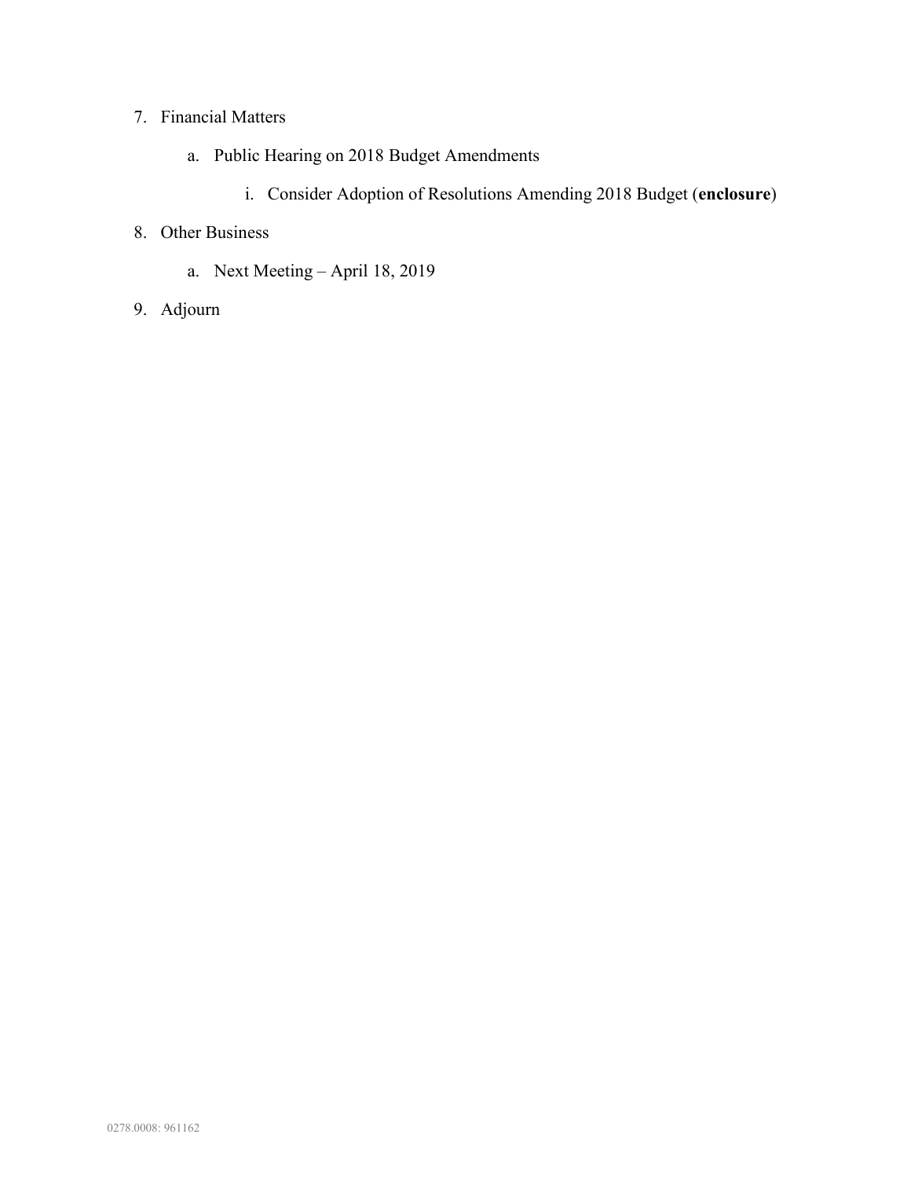7. Financial Matters

    a. Public Hearing on 2018 Budget Amendments

        i. Consider Adoption of Resolutions Amending 2018 Budget (**enclosure**)

8. Other Business

    a. Next Meeting – April 18, 2019

9. Adjourn

0278.0008: 961162